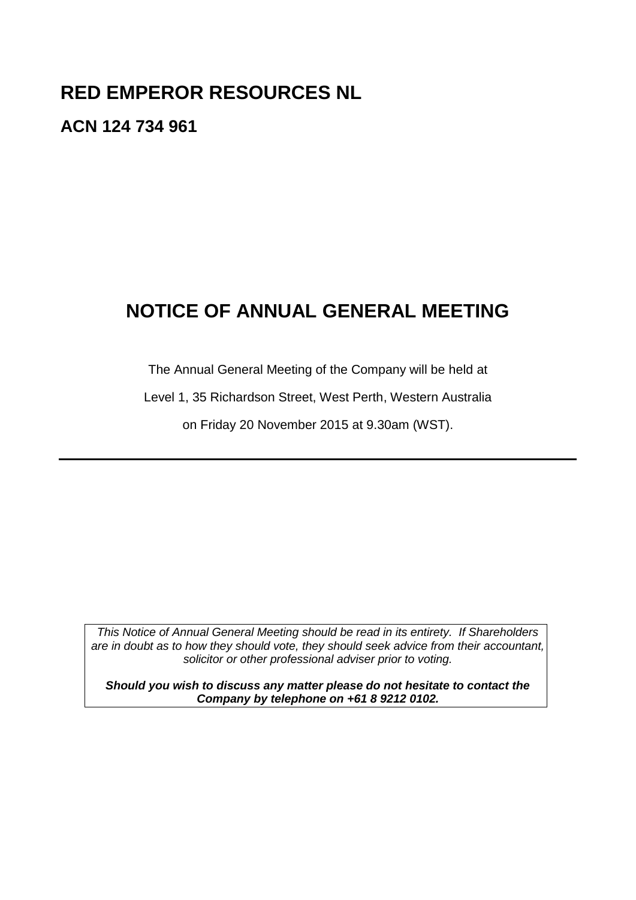# RED EMPEROR RESOURCES NL

## ACN 124 734 961

# NOTICE OF ANNUAL GENERAL MEETING

The Annual General Meeting of the Company will be held at

Level 1, 35 Richardson Street, West Perth, Western Australia

on Friday 20 November 2015 at 9.30am (WST).

---

*This Notice of Annual General Meeting should be read in its entirety. If Shareholders are in doubt as to how they should vote, they should seek advice from their accountant, solicitor or other professional adviser prior to voting.*

***Should you wish to discuss any matter please do not hesitate to contact the Company by telephone on +61 8 9212 0102.***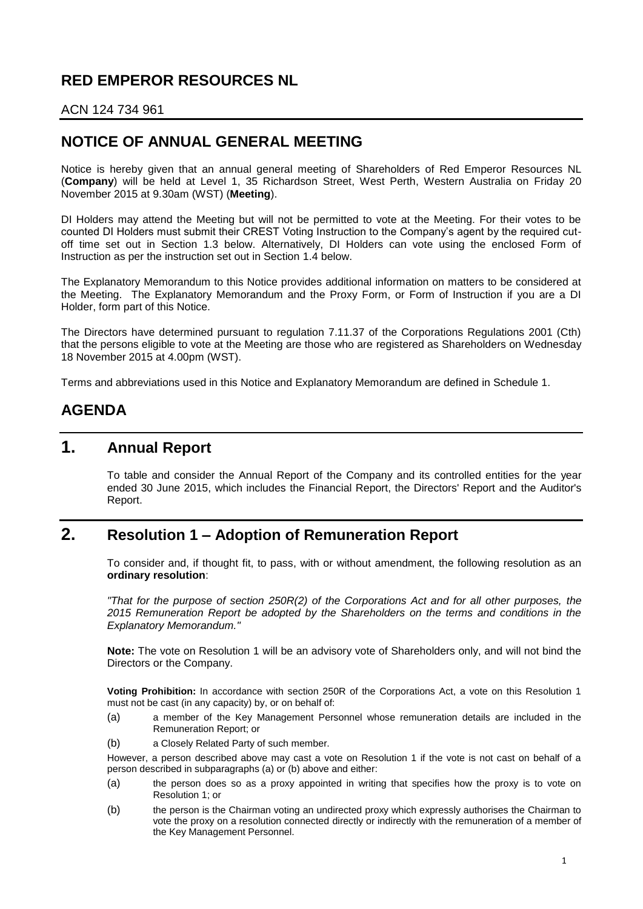# RED EMPEROR RESOURCES NL

ACN 124 734 961

# NOTICE OF ANNUAL GENERAL MEETING

Notice is hereby given that an annual general meeting of Shareholders of Red Emperor Resources NL (**Company**) will be held at Level 1, 35 Richardson Street, West Perth, Western Australia on Friday 20 November 2015 at 9.30am (WST) (**Meeting**).

DI Holders may attend the Meeting but will not be permitted to vote at the Meeting. For their votes to be counted DI Holders must submit their CREST Voting Instruction to the Company's agent by the required cut-off time set out in Section 1.3 below. Alternatively, DI Holders can vote using the enclosed Form of Instruction as per the instruction set out in Section 1.4 below.

The Explanatory Memorandum to this Notice provides additional information on matters to be considered at the Meeting. The Explanatory Memorandum and the Proxy Form, or Form of Instruction if you are a DI Holder, form part of this Notice.

The Directors have determined pursuant to regulation 7.11.37 of the Corporations Regulations 2001 (Cth) that the persons eligible to vote at the Meeting are those who are registered as Shareholders on Wednesday 18 November 2015 at 4.00pm (WST).

Terms and abbreviations used in this Notice and Explanatory Memorandum are defined in Schedule 1.

# AGENDA

## 1. Annual Report

To table and consider the Annual Report of the Company and its controlled entities for the year ended 30 June 2015, which includes the Financial Report, the Directors' Report and the Auditor's Report.

## 2. Resolution 1 – Adoption of Remuneration Report

To consider and, if thought fit, to pass, with or without amendment, the following resolution as an **ordinary resolution**:

*"That for the purpose of section 250R(2) of the Corporations Act and for all other purposes, the 2015 Remuneration Report be adopted by the Shareholders on the terms and conditions in the Explanatory Memorandum."*

**Note:** The vote on Resolution 1 will be an advisory vote of Shareholders only, and will not bind the Directors or the Company.

**Voting Prohibition:** In accordance with section 250R of the Corporations Act, a vote on this Resolution 1 must not be cast (in any capacity) by, or on behalf of:

(a) a member of the Key Management Personnel whose remuneration details are included in the Remuneration Report; or

(b) a Closely Related Party of such member.

However, a person described above may cast a vote on Resolution 1 if the vote is not cast on behalf of a person described in subparagraphs (a) or (b) above and either:

(a) the person does so as a proxy appointed in writing that specifies how the proxy is to vote on Resolution 1; or

(b) the person is the Chairman voting an undirected proxy which expressly authorises the Chairman to vote the proxy on a resolution connected directly or indirectly with the remuneration of a member of the Key Management Personnel.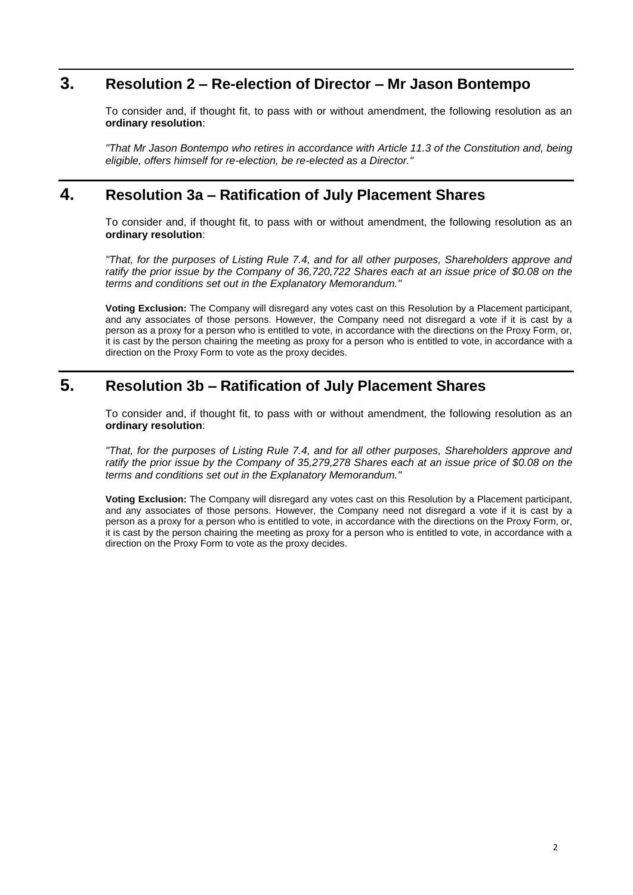## 3. Resolution 2 – Re-election of Director – Mr Jason Bontempo

To consider and, if thought fit, to pass with or without amendment, the following resolution as an **ordinary resolution**:

*"That Mr Jason Bontempo who retires in accordance with Article 11.3 of the Constitution and, being eligible, offers himself for re-election, be re-elected as a Director."*

## 4. Resolution 3a – Ratification of July Placement Shares

To consider and, if thought fit, to pass with or without amendment, the following resolution as an **ordinary resolution**:

*"That, for the purposes of Listing Rule 7.4, and for all other purposes, Shareholders approve and ratify the prior issue by the Company of 36,720,722 Shares each at an issue price of $0.08 on the terms and conditions set out in the Explanatory Memorandum."*

**Voting Exclusion:** The Company will disregard any votes cast on this Resolution by a Placement participant, and any associates of those persons. However, the Company need not disregard a vote if it is cast by a person as a proxy for a person who is entitled to vote, in accordance with the directions on the Proxy Form, or, it is cast by the person chairing the meeting as proxy for a person who is entitled to vote, in accordance with a direction on the Proxy Form to vote as the proxy decides.

## 5. Resolution 3b – Ratification of July Placement Shares

To consider and, if thought fit, to pass with or without amendment, the following resolution as an **ordinary resolution**:

*"That, for the purposes of Listing Rule 7.4, and for all other purposes, Shareholders approve and ratify the prior issue by the Company of 35,279,278 Shares each at an issue price of $0.08 on the terms and conditions set out in the Explanatory Memorandum."*

**Voting Exclusion:** The Company will disregard any votes cast on this Resolution by a Placement participant, and any associates of those persons. However, the Company need not disregard a vote if it is cast by a person as a proxy for a person who is entitled to vote, in accordance with the directions on the Proxy Form, or, it is cast by the person chairing the meeting as proxy for a person who is entitled to vote, in accordance with a direction on the Proxy Form to vote as the proxy decides.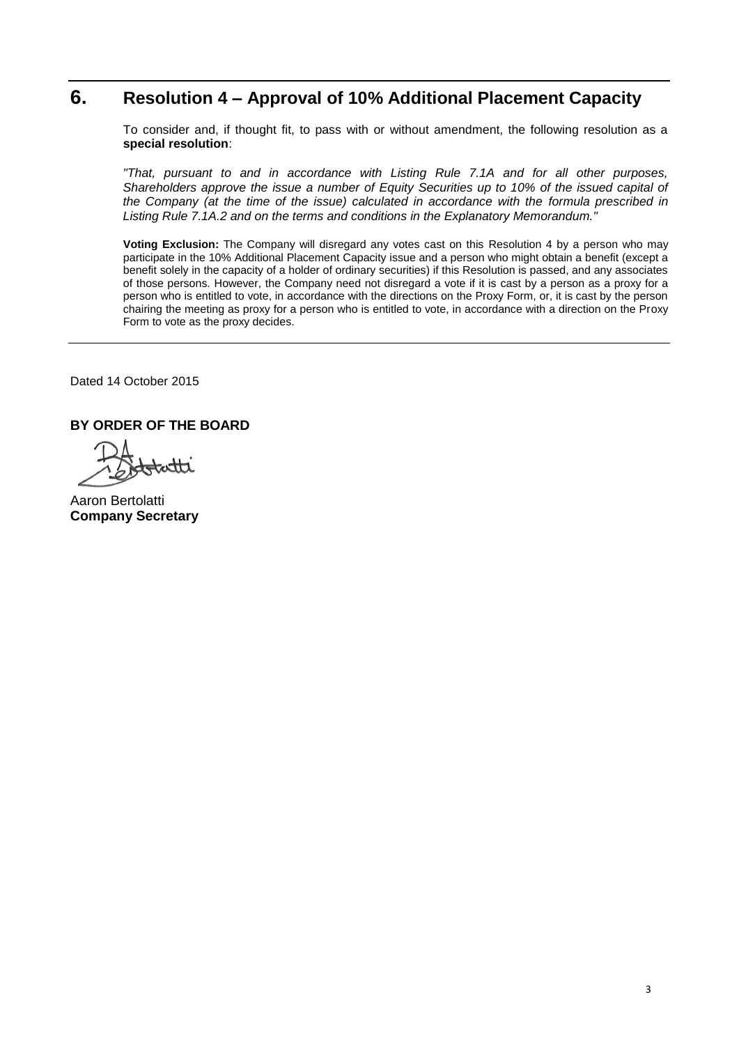## 6. Resolution 4 – Approval of 10% Additional Placement Capacity

To consider and, if thought fit, to pass with or without amendment, the following resolution as a **special resolution**:

*"That, pursuant to and in accordance with Listing Rule 7.1A and for all other purposes, Shareholders approve the issue a number of Equity Securities up to 10% of the issued capital of the Company (at the time of the issue) calculated in accordance with the formula prescribed in Listing Rule 7.1A.2 and on the terms and conditions in the Explanatory Memorandum."*

**Voting Exclusion:** The Company will disregard any votes cast on this Resolution 4 by a person who may participate in the 10% Additional Placement Capacity issue and a person who might obtain a benefit (except a benefit solely in the capacity of a holder of ordinary securities) if this Resolution is passed, and any associates of those persons. However, the Company need not disregard a vote if it is cast by a person as a proxy for a person who is entitled to vote, in accordance with the directions on the Proxy Form, or, it is cast by the person chairing the meeting as proxy for a person who is entitled to vote, in accordance with a direction on the Proxy Form to vote as the proxy decides.

---

Dated 14 October 2015

**BY ORDER OF THE BOARD**

Aaron Bertolatti
**Company Secretary**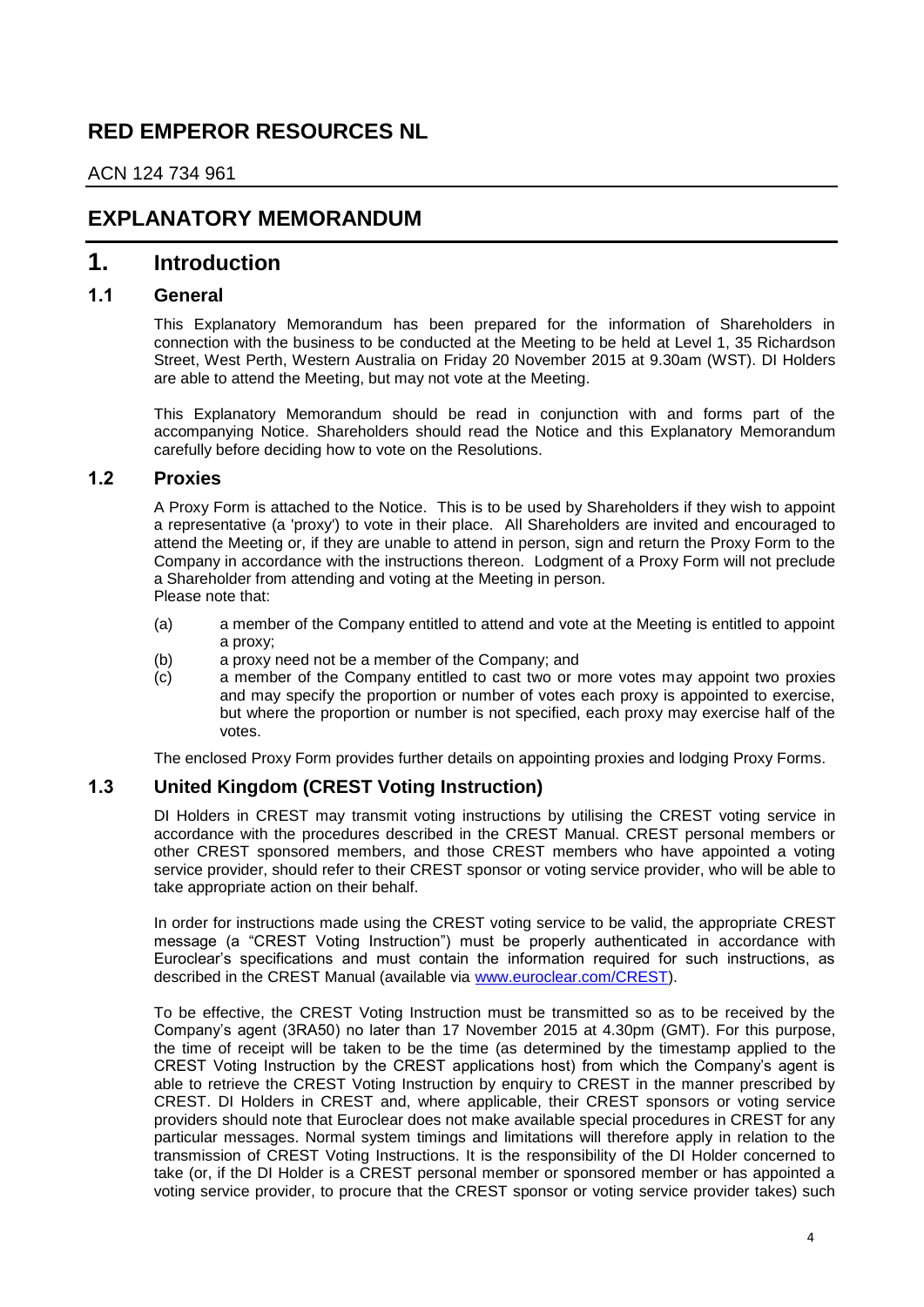# RED EMPEROR RESOURCES NL

ACN 124 734 961

# EXPLANATORY MEMORANDUM

# 1. Introduction

## 1.1 General

This Explanatory Memorandum has been prepared for the information of Shareholders in connection with the business to be conducted at the Meeting to be held at Level 1, 35 Richardson Street, West Perth, Western Australia on Friday 20 November 2015 at 9.30am (WST). DI Holders are able to attend the Meeting, but may not vote at the Meeting.

This Explanatory Memorandum should be read in conjunction with and forms part of the accompanying Notice. Shareholders should read the Notice and this Explanatory Memorandum carefully before deciding how to vote on the Resolutions.

## 1.2 Proxies

A Proxy Form is attached to the Notice. This is to be used by Shareholders if they wish to appoint a representative (a 'proxy') to vote in their place. All Shareholders are invited and encouraged to attend the Meeting or, if they are unable to attend in person, sign and return the Proxy Form to the Company in accordance with the instructions thereon. Lodgment of a Proxy Form will not preclude a Shareholder from attending and voting at the Meeting in person.

Please note that:

(a) a member of the Company entitled to attend and vote at the Meeting is entitled to appoint a proxy;

(b) a proxy need not be a member of the Company; and

(c) a member of the Company entitled to cast two or more votes may appoint two proxies and may specify the proportion or number of votes each proxy is appointed to exercise, but where the proportion or number is not specified, each proxy may exercise half of the votes.

The enclosed Proxy Form provides further details on appointing proxies and lodging Proxy Forms.

## 1.3 United Kingdom (CREST Voting Instruction)

DI Holders in CREST may transmit voting instructions by utilising the CREST voting service in accordance with the procedures described in the CREST Manual. CREST personal members or other CREST sponsored members, and those CREST members who have appointed a voting service provider, should refer to their CREST sponsor or voting service provider, who will be able to take appropriate action on their behalf.

In order for instructions made using the CREST voting service to be valid, the appropriate CREST message (a "CREST Voting Instruction") must be properly authenticated in accordance with Euroclear's specifications and must contain the information required for such instructions, as described in the CREST Manual (available via www.euroclear.com/CREST).

To be effective, the CREST Voting Instruction must be transmitted so as to be received by the Company's agent (3RA50) no later than 17 November 2015 at 4.30pm (GMT). For this purpose, the time of receipt will be taken to be the time (as determined by the timestamp applied to the CREST Voting Instruction by the CREST applications host) from which the Company's agent is able to retrieve the CREST Voting Instruction by enquiry to CREST in the manner prescribed by CREST. DI Holders in CREST and, where applicable, their CREST sponsors or voting service providers should note that Euroclear does not make available special procedures in CREST for any particular messages. Normal system timings and limitations will therefore apply in relation to the transmission of CREST Voting Instructions. It is the responsibility of the DI Holder concerned to take (or, if the DI Holder is a CREST personal member or sponsored member or has appointed a voting service provider, to procure that the CREST sponsor or voting service provider takes) such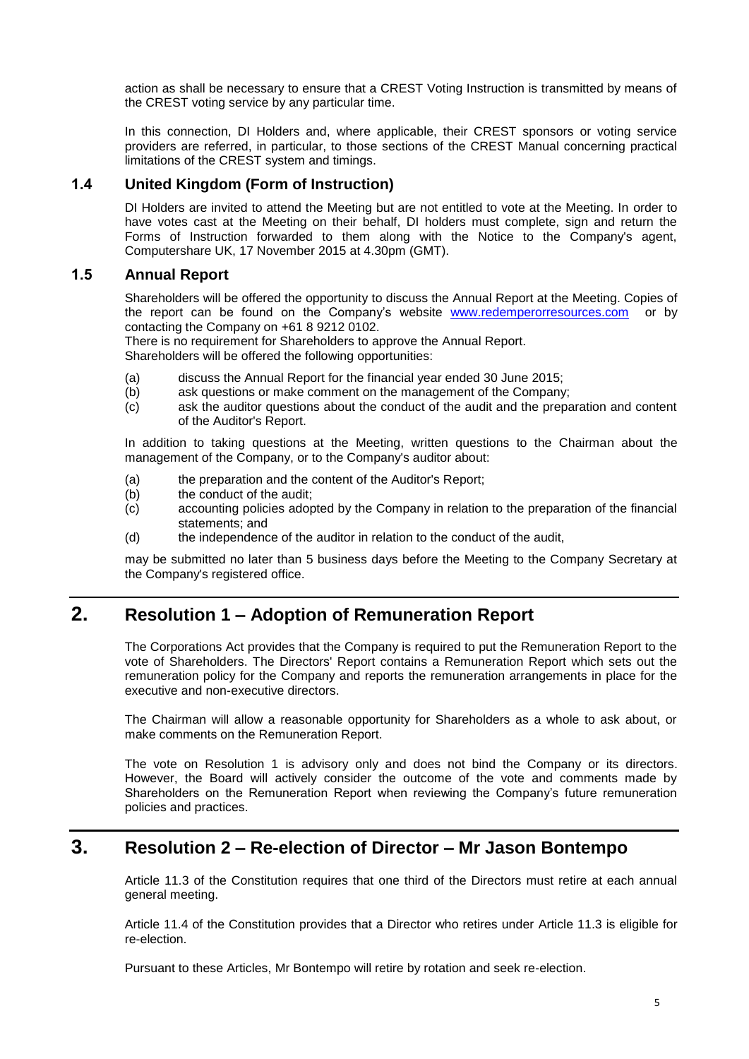action as shall be necessary to ensure that a CREST Voting Instruction is transmitted by means of the CREST voting service by any particular time.

In this connection, DI Holders and, where applicable, their CREST sponsors or voting service providers are referred, in particular, to those sections of the CREST Manual concerning practical limitations of the CREST system and timings.

### 1.4 United Kingdom (Form of Instruction)

DI Holders are invited to attend the Meeting but are not entitled to vote at the Meeting. In order to have votes cast at the Meeting on their behalf, DI holders must complete, sign and return the Forms of Instruction forwarded to them along with the Notice to the Company's agent, Computershare UK, 17 November 2015 at 4.30pm (GMT).

### 1.5 Annual Report

Shareholders will be offered the opportunity to discuss the Annual Report at the Meeting. Copies of the report can be found on the Company's website www.redemperorresources.com or by contacting the Company on +61 8 9212 0102.

There is no requirement for Shareholders to approve the Annual Report.

Shareholders will be offered the following opportunities:

(a) discuss the Annual Report for the financial year ended 30 June 2015;

(b) ask questions or make comment on the management of the Company;

(c) ask the auditor questions about the conduct of the audit and the preparation and content of the Auditor's Report.

In addition to taking questions at the Meeting, written questions to the Chairman about the management of the Company, or to the Company's auditor about:

(a) the preparation and the content of the Auditor's Report;

(b) the conduct of the audit;

(c) accounting policies adopted by the Company in relation to the preparation of the financial statements; and

(d) the independence of the auditor in relation to the conduct of the audit,

may be submitted no later than 5 business days before the Meeting to the Company Secretary at the Company's registered office.

## 2. Resolution 1 – Adoption of Remuneration Report

The Corporations Act provides that the Company is required to put the Remuneration Report to the vote of Shareholders. The Directors' Report contains a Remuneration Report which sets out the remuneration policy for the Company and reports the remuneration arrangements in place for the executive and non-executive directors.

The Chairman will allow a reasonable opportunity for Shareholders as a whole to ask about, or make comments on the Remuneration Report.

The vote on Resolution 1 is advisory only and does not bind the Company or its directors. However, the Board will actively consider the outcome of the vote and comments made by Shareholders on the Remuneration Report when reviewing the Company's future remuneration policies and practices.

## 3. Resolution 2 – Re-election of Director – Mr Jason Bontempo

Article 11.3 of the Constitution requires that one third of the Directors must retire at each annual general meeting.

Article 11.4 of the Constitution provides that a Director who retires under Article 11.3 is eligible for re-election.

Pursuant to these Articles, Mr Bontempo will retire by rotation and seek re-election.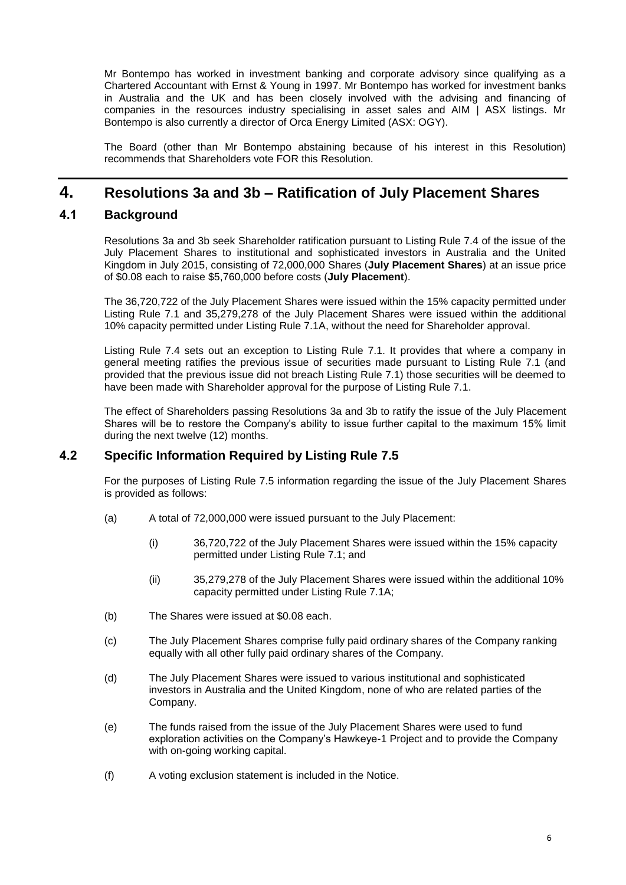Mr Bontempo has worked in investment banking and corporate advisory since qualifying as a Chartered Accountant with Ernst & Young in 1997. Mr Bontempo has worked for investment banks in Australia and the UK and has been closely involved with the advising and financing of companies in the resources industry specialising in asset sales and AIM | ASX listings. Mr Bontempo is also currently a director of Orca Energy Limited (ASX: OGY).

The Board (other than Mr Bontempo abstaining because of his interest in this Resolution) recommends that Shareholders vote FOR this Resolution.

# 4. Resolutions 3a and 3b – Ratification of July Placement Shares

## 4.1 Background

Resolutions 3a and 3b seek Shareholder ratification pursuant to Listing Rule 7.4 of the issue of the July Placement Shares to institutional and sophisticated investors in Australia and the United Kingdom in July 2015, consisting of 72,000,000 Shares (**July Placement Shares**) at an issue price of $0.08 each to raise $5,760,000 before costs (**July Placement**).

The 36,720,722 of the July Placement Shares were issued within the 15% capacity permitted under Listing Rule 7.1 and 35,279,278 of the July Placement Shares were issued within the additional 10% capacity permitted under Listing Rule 7.1A, without the need for Shareholder approval.

Listing Rule 7.4 sets out an exception to Listing Rule 7.1. It provides that where a company in general meeting ratifies the previous issue of securities made pursuant to Listing Rule 7.1 (and provided that the previous issue did not breach Listing Rule 7.1) those securities will be deemed to have been made with Shareholder approval for the purpose of Listing Rule 7.1.

The effect of Shareholders passing Resolutions 3a and 3b to ratify the issue of the July Placement Shares will be to restore the Company's ability to issue further capital to the maximum 15% limit during the next twelve (12) months.

## 4.2 Specific Information Required by Listing Rule 7.5

For the purposes of Listing Rule 7.5 information regarding the issue of the July Placement Shares is provided as follows:

(a) A total of 72,000,000 were issued pursuant to the July Placement:

  (i) 36,720,722 of the July Placement Shares were issued within the 15% capacity permitted under Listing Rule 7.1; and

  (ii) 35,279,278 of the July Placement Shares were issued within the additional 10% capacity permitted under Listing Rule 7.1A;

(b) The Shares were issued at $0.08 each.

(c) The July Placement Shares comprise fully paid ordinary shares of the Company ranking equally with all other fully paid ordinary shares of the Company.

(d) The July Placement Shares were issued to various institutional and sophisticated investors in Australia and the United Kingdom, none of who are related parties of the Company.

(e) The funds raised from the issue of the July Placement Shares were used to fund exploration activities on the Company's Hawkeye-1 Project and to provide the Company with on-going working capital.

(f) A voting exclusion statement is included in the Notice.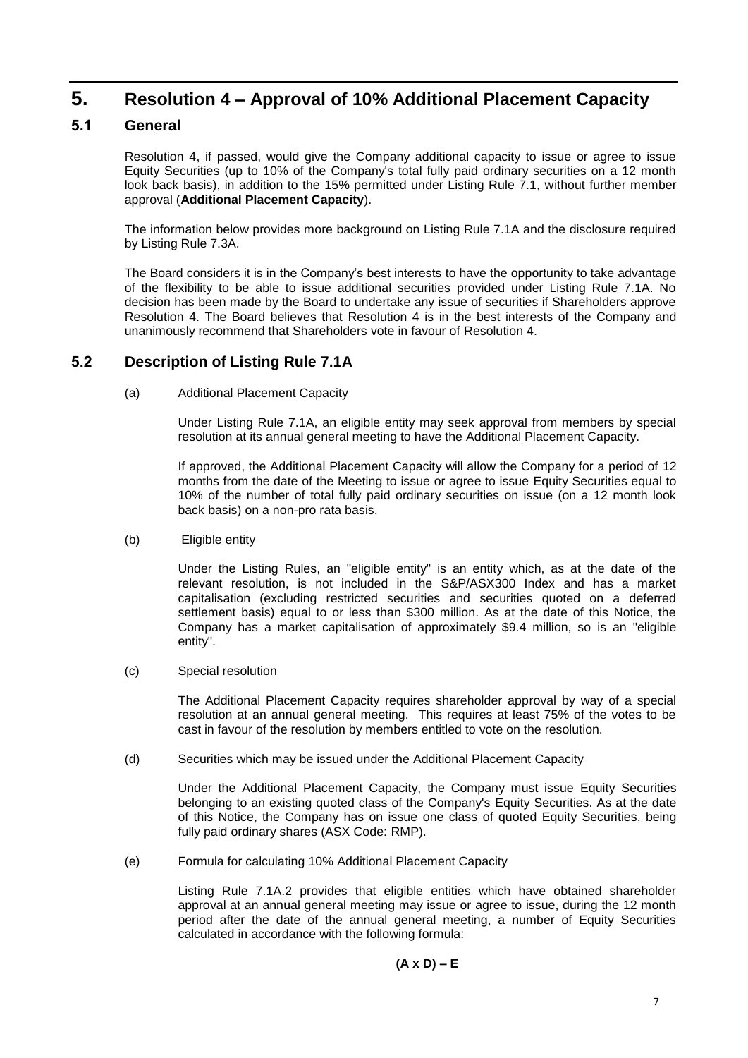# 5. Resolution 4 – Approval of 10% Additional Placement Capacity

## 5.1 General

Resolution 4, if passed, would give the Company additional capacity to issue or agree to issue Equity Securities (up to 10% of the Company's total fully paid ordinary securities on a 12 month look back basis), in addition to the 15% permitted under Listing Rule 7.1, without further member approval (**Additional Placement Capacity**).

The information below provides more background on Listing Rule 7.1A and the disclosure required by Listing Rule 7.3A.

The Board considers it is in the Company's best interests to have the opportunity to take advantage of the flexibility to be able to issue additional securities provided under Listing Rule 7.1A. No decision has been made by the Board to undertake any issue of securities if Shareholders approve Resolution 4. The Board believes that Resolution 4 is in the best interests of the Company and unanimously recommend that Shareholders vote in favour of Resolution 4.

## 5.2 Description of Listing Rule 7.1A

(a) Additional Placement Capacity

Under Listing Rule 7.1A, an eligible entity may seek approval from members by special resolution at its annual general meeting to have the Additional Placement Capacity.

If approved, the Additional Placement Capacity will allow the Company for a period of 12 months from the date of the Meeting to issue or agree to issue Equity Securities equal to 10% of the number of total fully paid ordinary securities on issue (on a 12 month look back basis) on a non-pro rata basis.

(b) Eligible entity

Under the Listing Rules, an "eligible entity" is an entity which, as at the date of the relevant resolution, is not included in the S&P/ASX300 Index and has a market capitalisation (excluding restricted securities and securities quoted on a deferred settlement basis) equal to or less than $300 million. As at the date of this Notice, the Company has a market capitalisation of approximately $9.4 million, so is an "eligible entity".

(c) Special resolution

The Additional Placement Capacity requires shareholder approval by way of a special resolution at an annual general meeting. This requires at least 75% of the votes to be cast in favour of the resolution by members entitled to vote on the resolution.

(d) Securities which may be issued under the Additional Placement Capacity

Under the Additional Placement Capacity, the Company must issue Equity Securities belonging to an existing quoted class of the Company's Equity Securities. As at the date of this Notice, the Company has on issue one class of quoted Equity Securities, being fully paid ordinary shares (ASX Code: RMP).

(e) Formula for calculating 10% Additional Placement Capacity

Listing Rule 7.1A.2 provides that eligible entities which have obtained shareholder approval at an annual general meeting may issue or agree to issue, during the 12 month period after the date of the annual general meeting, a number of Equity Securities calculated in accordance with the following formula:

$$(A \times D) - E$$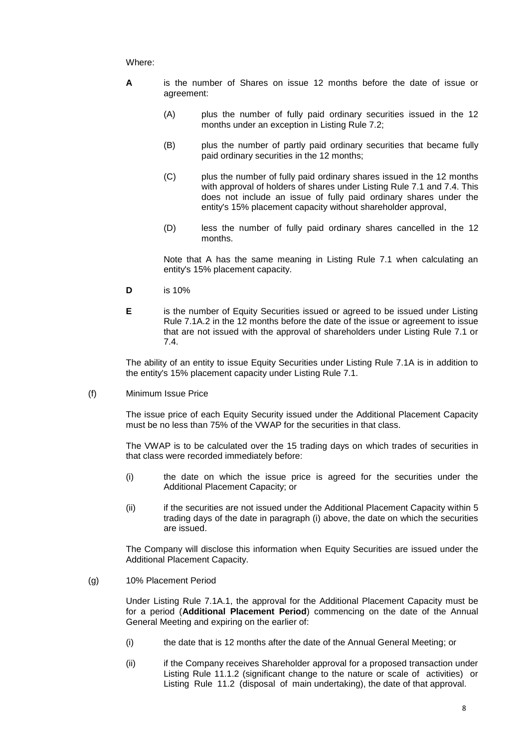Where:

**A** is the number of Shares on issue 12 months before the date of issue or agreement:

(A) plus the number of fully paid ordinary securities issued in the 12 months under an exception in Listing Rule 7.2;

(B) plus the number of partly paid ordinary securities that became fully paid ordinary securities in the 12 months;

(C) plus the number of fully paid ordinary shares issued in the 12 months with approval of holders of shares under Listing Rule 7.1 and 7.4. This does not include an issue of fully paid ordinary shares under the entity's 15% placement capacity without shareholder approval,

(D) less the number of fully paid ordinary shares cancelled in the 12 months.

Note that A has the same meaning in Listing Rule 7.1 when calculating an entity's 15% placement capacity.

**D** is 10%

**E** is the number of Equity Securities issued or agreed to be issued under Listing Rule 7.1A.2 in the 12 months before the date of the issue or agreement to issue that are not issued with the approval of shareholders under Listing Rule 7.1 or 7.4.

The ability of an entity to issue Equity Securities under Listing Rule 7.1A is in addition to the entity's 15% placement capacity under Listing Rule 7.1.

(f) Minimum Issue Price

The issue price of each Equity Security issued under the Additional Placement Capacity must be no less than 75% of the VWAP for the securities in that class.

The VWAP is to be calculated over the 15 trading days on which trades of securities in that class were recorded immediately before:

(i) the date on which the issue price is agreed for the securities under the Additional Placement Capacity; or

(ii) if the securities are not issued under the Additional Placement Capacity within 5 trading days of the date in paragraph (i) above, the date on which the securities are issued.

The Company will disclose this information when Equity Securities are issued under the Additional Placement Capacity.

(g) 10% Placement Period

Under Listing Rule 7.1A.1, the approval for the Additional Placement Capacity must be for a period (**Additional Placement Period**) commencing on the date of the Annual General Meeting and expiring on the earlier of:

(i) the date that is 12 months after the date of the Annual General Meeting; or

(ii) if the Company receives Shareholder approval for a proposed transaction under Listing Rule 11.1.2 (significant change to the nature or scale of activities) or Listing Rule 11.2 (disposal of main undertaking), the date of that approval.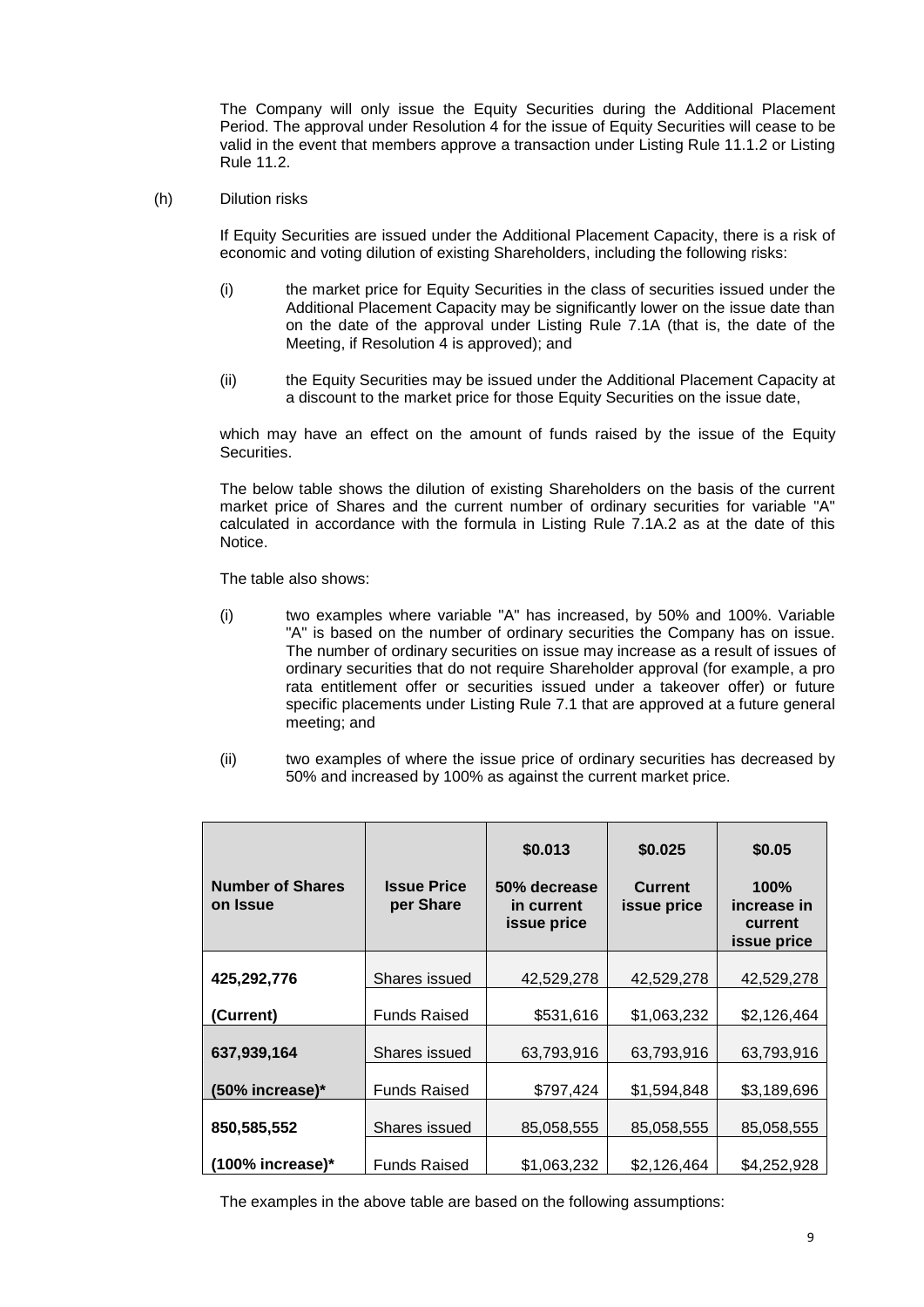The Company will only issue the Equity Securities during the Additional Placement Period. The approval under Resolution 4 for the issue of Equity Securities will cease to be valid in the event that members approve a transaction under Listing Rule 11.1.2 or Listing Rule 11.2.

(h) Dilution risks

If Equity Securities are issued under the Additional Placement Capacity, there is a risk of economic and voting dilution of existing Shareholders, including the following risks:

(i) the market price for Equity Securities in the class of securities issued under the Additional Placement Capacity may be significantly lower on the issue date than on the date of the approval under Listing Rule 7.1A (that is, the date of the Meeting, if Resolution 4 is approved); and

(ii) the Equity Securities may be issued under the Additional Placement Capacity at a discount to the market price for those Equity Securities on the issue date,

which may have an effect on the amount of funds raised by the issue of the Equity Securities.

The below table shows the dilution of existing Shareholders on the basis of the current market price of Shares and the current number of ordinary securities for variable "A" calculated in accordance with the formula in Listing Rule 7.1A.2 as at the date of this Notice.

The table also shows:

(i) two examples where variable "A" has increased, by 50% and 100%. Variable "A" is based on the number of ordinary securities the Company has on issue. The number of ordinary securities on issue may increase as a result of issues of ordinary securities that do not require Shareholder approval (for example, a pro rata entitlement offer or securities issued under a takeover offer) or future specific placements under Listing Rule 7.1 that are approved at a future general meeting; and

(ii) two examples of where the issue price of ordinary securities has decreased by 50% and increased by 100% as against the current market price.

| **Number of Shares on Issue** | **Issue Price per Share** | **$0.013** 50% decrease in current issue price | **$0.025** Current issue price | **$0.05** 100% increase in current issue price |
|---|---|---|---|---|
| **425,292,776** | Shares issued | 42,529,278 | 42,529,278 | 42,529,278 |
| **(Current)** | Funds Raised | $531,616 | $1,063,232 | $2,126,464 |
| **637,939,164** | Shares issued | 63,793,916 | 63,793,916 | 63,793,916 |
| **(50% increase)*** | Funds Raised | $797,424 | $1,594,848 | $3,189,696 |
| **850,585,552** | Shares issued | 85,058,555 | 85,058,555 | 85,058,555 |
| **(100% increase)*** | Funds Raised | $1,063,232 | $2,126,464 | $4,252,928 |

The examples in the above table are based on the following assumptions: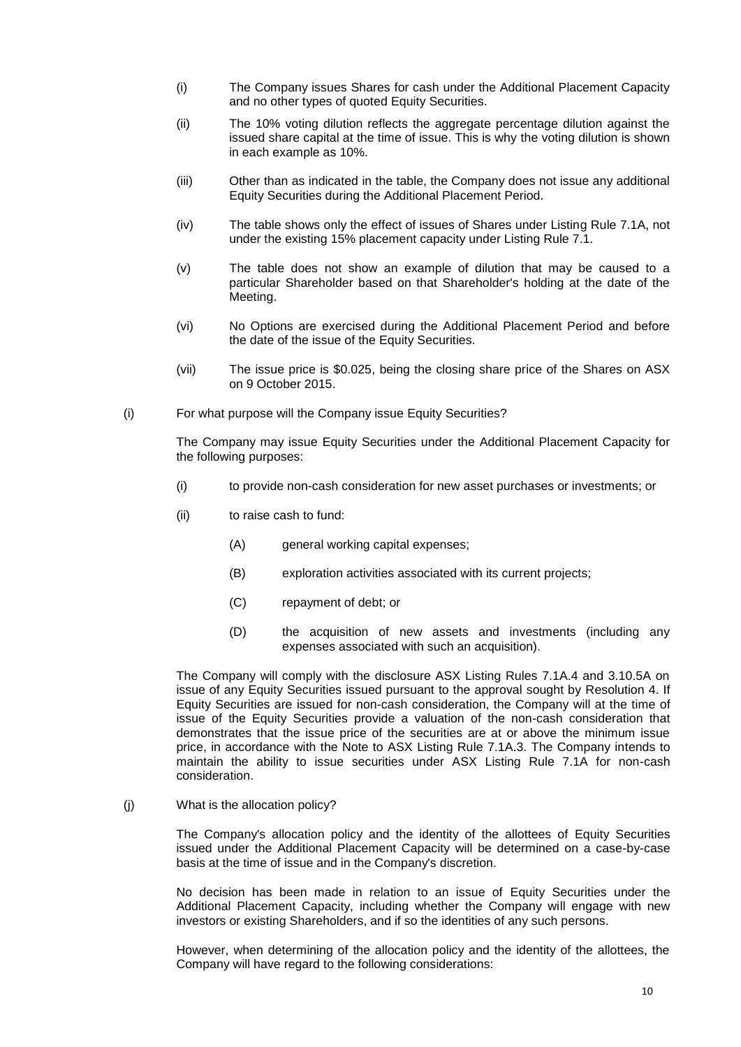(i) The Company issues Shares for cash under the Additional Placement Capacity and no other types of quoted Equity Securities.

(ii) The 10% voting dilution reflects the aggregate percentage dilution against the issued share capital at the time of issue. This is why the voting dilution is shown in each example as 10%.

(iii) Other than as indicated in the table, the Company does not issue any additional Equity Securities during the Additional Placement Period.

(iv) The table shows only the effect of issues of Shares under Listing Rule 7.1A, not under the existing 15% placement capacity under Listing Rule 7.1.

(v) The table does not show an example of dilution that may be caused to a particular Shareholder based on that Shareholder's holding at the date of the Meeting.

(vi) No Options are exercised during the Additional Placement Period and before the date of the issue of the Equity Securities.

(vii) The issue price is $0.025, being the closing share price of the Shares on ASX on 9 October 2015.

(i) For what purpose will the Company issue Equity Securities?

The Company may issue Equity Securities under the Additional Placement Capacity for the following purposes:

(i) to provide non-cash consideration for new asset purchases or investments; or

(ii) to raise cash to fund:

(A) general working capital expenses;

(B) exploration activities associated with its current projects;

(C) repayment of debt; or

(D) the acquisition of new assets and investments (including any expenses associated with such an acquisition).

The Company will comply with the disclosure ASX Listing Rules 7.1A.4 and 3.10.5A on issue of any Equity Securities issued pursuant to the approval sought by Resolution 4. If Equity Securities are issued for non-cash consideration, the Company will at the time of issue of the Equity Securities provide a valuation of the non-cash consideration that demonstrates that the issue price of the securities are at or above the minimum issue price, in accordance with the Note to ASX Listing Rule 7.1A.3. The Company intends to maintain the ability to issue securities under ASX Listing Rule 7.1A for non-cash consideration.

(j) What is the allocation policy?

The Company's allocation policy and the identity of the allottees of Equity Securities issued under the Additional Placement Capacity will be determined on a case-by-case basis at the time of issue and in the Company's discretion.

No decision has been made in relation to an issue of Equity Securities under the Additional Placement Capacity, including whether the Company will engage with new investors or existing Shareholders, and if so the identities of any such persons.

However, when determining of the allocation policy and the identity of the allottees, the Company will have regard to the following considerations: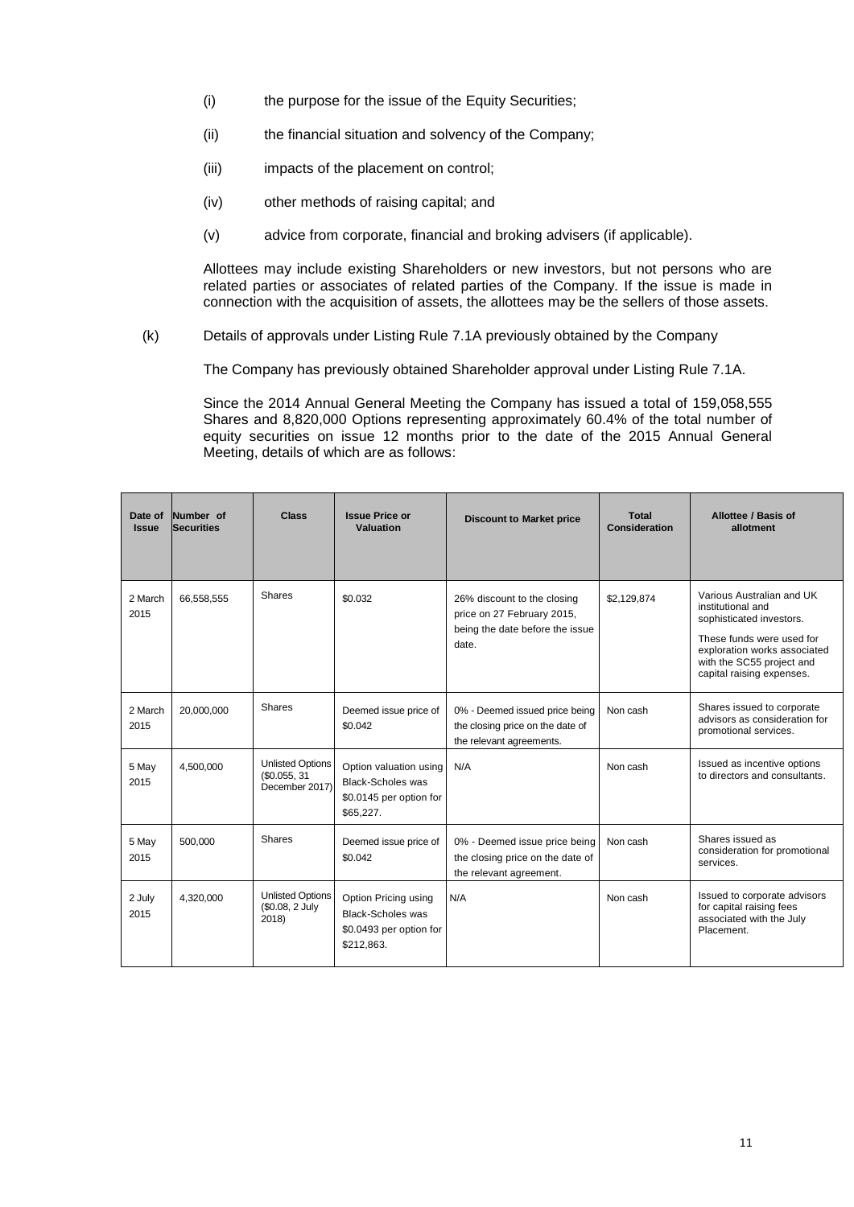(i) the purpose for the issue of the Equity Securities;

(ii) the financial situation and solvency of the Company;

(iii) impacts of the placement on control;

(iv) other methods of raising capital; and

(v) advice from corporate, financial and broking advisers (if applicable).

Allottees may include existing Shareholders or new investors, but not persons who are related parties or associates of related parties of the Company. If the issue is made in connection with the acquisition of assets, the allottees may be the sellers of those assets.

(k) Details of approvals under Listing Rule 7.1A previously obtained by the Company

The Company has previously obtained Shareholder approval under Listing Rule 7.1A.

Since the 2014 Annual General Meeting the Company has issued a total of 159,058,555 Shares and 8,820,000 Options representing approximately 60.4% of the total number of equity securities on issue 12 months prior to the date of the 2015 Annual General Meeting, details of which are as follows:

| Date of Issue | Number of Securities | Class | Issue Price or Valuation | Discount to Market price | Total Consideration | Allottee / Basis of allotment |
|---|---|---|---|---|---|---|
| 2 March 2015 | 66,558,555 | Shares | $0.032 | 26% discount to the closing price on 27 February 2015, being the date before the issue date. | $2,129,874 | Various Australian and UK institutional and sophisticated investors. These funds were used for exploration works associated with the SC55 project and capital raising expenses. |
| 2 March 2015 | 20,000,000 | Shares | Deemed issue price of $0.042 | 0% - Deemed issued price being the closing price on the date of the relevant agreements. | Non cash | Shares issued to corporate advisors as consideration for promotional services. |
| 5 May 2015 | 4,500,000 | Unlisted Options ($0.055, 31 December 2017) | Option valuation using Black-Scholes was $0.0145 per option for $65,227. | N/A | Non cash | Issued as incentive options to directors and consultants. |
| 5 May 2015 | 500,000 | Shares | Deemed issue price of $0.042 | 0% - Deemed issue price being the closing price on the date of the relevant agreement. | Non cash | Shares issued as consideration for promotional services. |
| 2 July 2015 | 4,320,000 | Unlisted Options ($0.08, 2 July 2018) | Option Pricing using Black-Scholes was $0.0493 per option for $212,863. | N/A | Non cash | Issued to corporate advisors for capital raising fees associated with the July Placement. |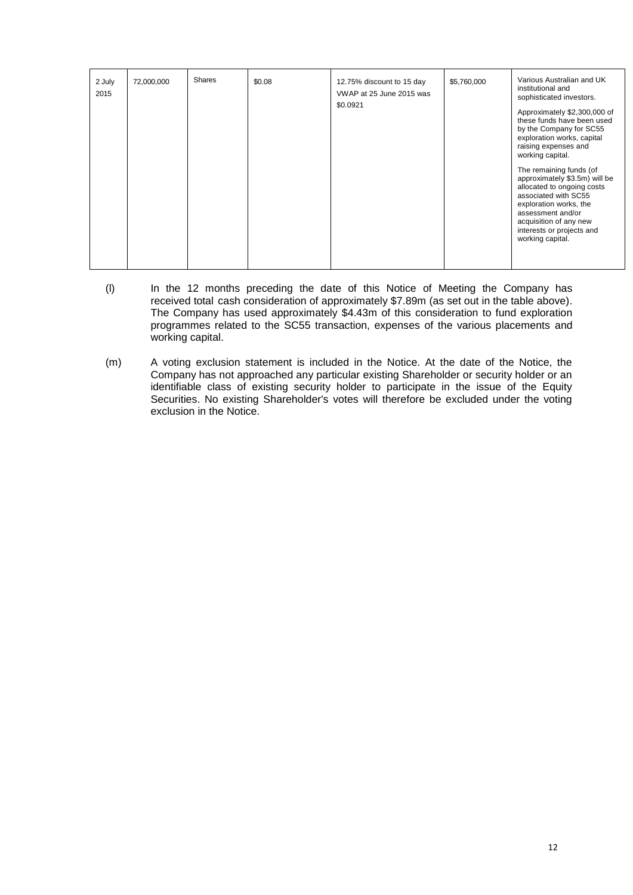| | | | | | | |
|---|---|---|---|---|---|---|
| 2 July 2015 | 72,000,000 | Shares | $0.08 | 12.75% discount to 15 day VWAP at 25 June 2015 was $0.0921 | $5,760,000 | Various Australian and UK institutional and sophisticated investors.<br><br>Approximately $2,300,000 of these funds have been used by the Company for SC55 exploration works, capital raising expenses and working capital.<br><br>The remaining funds (of approximately $3.5m) will be allocated to ongoing costs associated with SC55 exploration works, the assessment and/or acquisition of any new interests or projects and working capital. |

(l) In the 12 months preceding the date of this Notice of Meeting the Company has received total cash consideration of approximately $7.89m (as set out in the table above). The Company has used approximately $4.43m of this consideration to fund exploration programmes related to the SC55 transaction, expenses of the various placements and working capital.

(m) A voting exclusion statement is included in the Notice. At the date of the Notice, the Company has not approached any particular existing Shareholder or security holder or an identifiable class of existing security holder to participate in the issue of the Equity Securities. No existing Shareholder's votes will therefore be excluded under the voting exclusion in the Notice.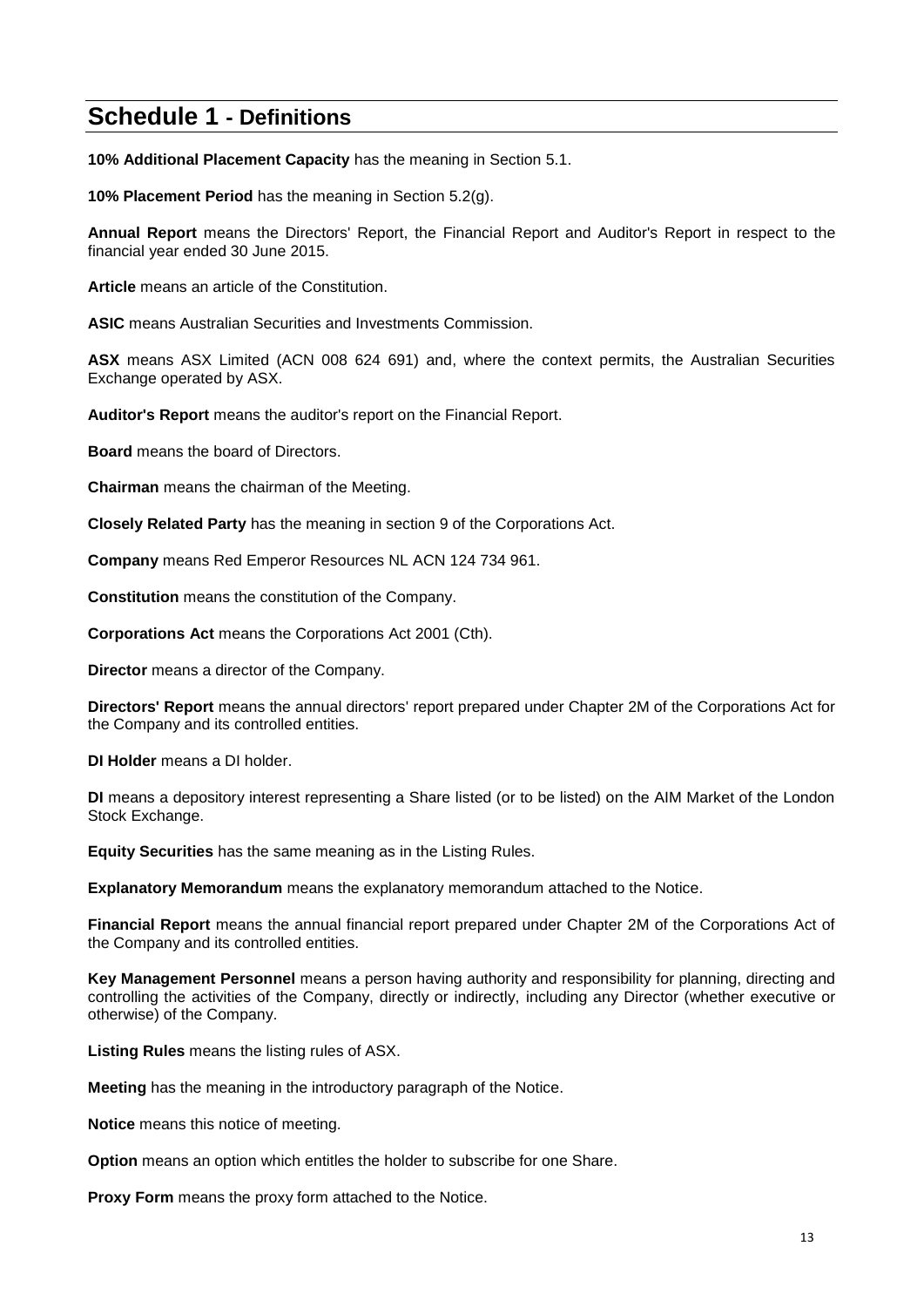# Schedule 1 - Definitions

**10% Additional Placement Capacity** has the meaning in Section 5.1.

**10% Placement Period** has the meaning in Section 5.2(g).

**Annual Report** means the Directors' Report, the Financial Report and Auditor's Report in respect to the financial year ended 30 June 2015.

**Article** means an article of the Constitution.

**ASIC** means Australian Securities and Investments Commission.

**ASX** means ASX Limited (ACN 008 624 691) and, where the context permits, the Australian Securities Exchange operated by ASX.

**Auditor's Report** means the auditor's report on the Financial Report.

**Board** means the board of Directors.

**Chairman** means the chairman of the Meeting.

**Closely Related Party** has the meaning in section 9 of the Corporations Act.

**Company** means Red Emperor Resources NL ACN 124 734 961.

**Constitution** means the constitution of the Company.

**Corporations Act** means the Corporations Act 2001 (Cth).

**Director** means a director of the Company.

**Directors' Report** means the annual directors' report prepared under Chapter 2M of the Corporations Act for the Company and its controlled entities.

**DI Holder** means a DI holder.

**DI** means a depository interest representing a Share listed (or to be listed) on the AIM Market of the London Stock Exchange.

**Equity Securities** has the same meaning as in the Listing Rules.

**Explanatory Memorandum** means the explanatory memorandum attached to the Notice.

**Financial Report** means the annual financial report prepared under Chapter 2M of the Corporations Act of the Company and its controlled entities.

**Key Management Personnel** means a person having authority and responsibility for planning, directing and controlling the activities of the Company, directly or indirectly, including any Director (whether executive or otherwise) of the Company.

**Listing Rules** means the listing rules of ASX.

**Meeting** has the meaning in the introductory paragraph of the Notice.

**Notice** means this notice of meeting.

**Option** means an option which entitles the holder to subscribe for one Share.

**Proxy Form** means the proxy form attached to the Notice.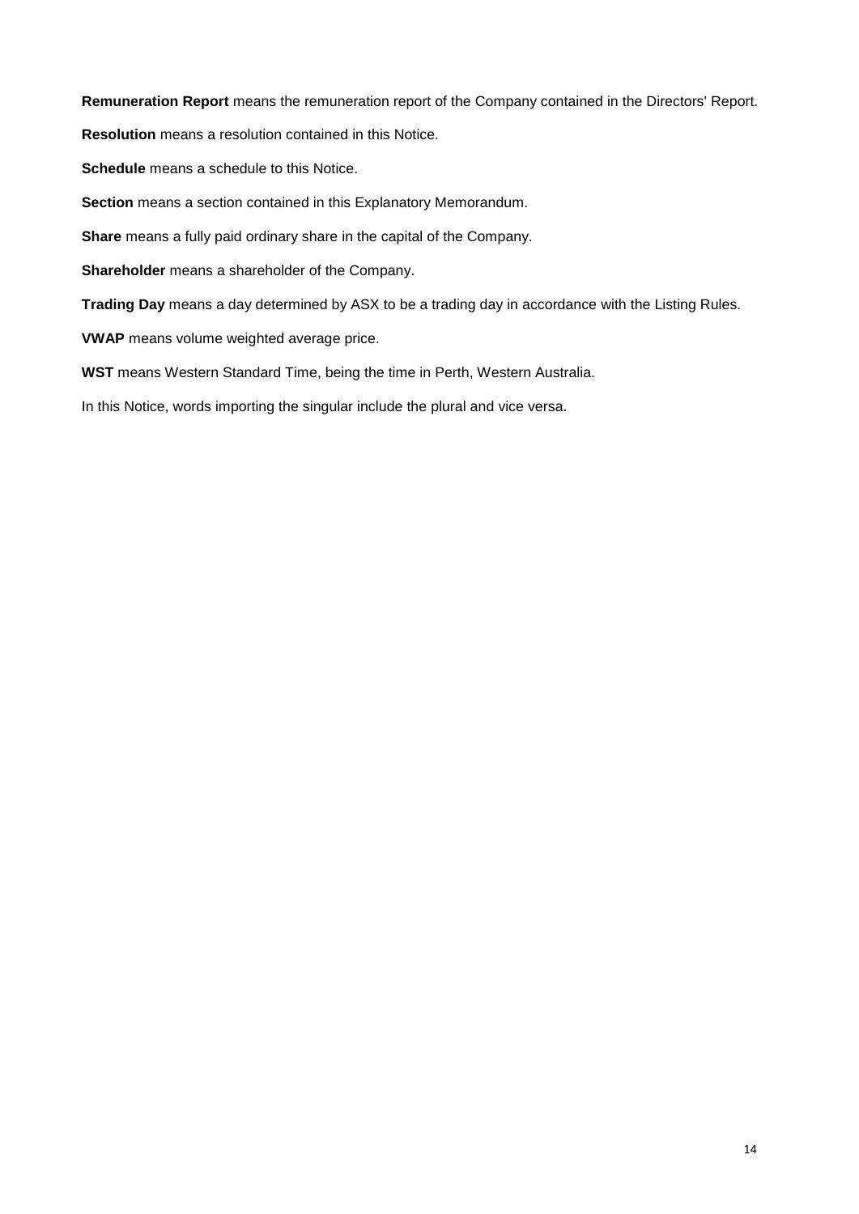**Remuneration Report** means the remuneration report of the Company contained in the Directors' Report.

**Resolution** means a resolution contained in this Notice.

**Schedule** means a schedule to this Notice.

**Section** means a section contained in this Explanatory Memorandum.

**Share** means a fully paid ordinary share in the capital of the Company.

**Shareholder** means a shareholder of the Company.

**Trading Day** means a day determined by ASX to be a trading day in accordance with the Listing Rules.

**VWAP** means volume weighted average price.

**WST** means Western Standard Time, being the time in Perth, Western Australia.

In this Notice, words importing the singular include the plural and vice versa.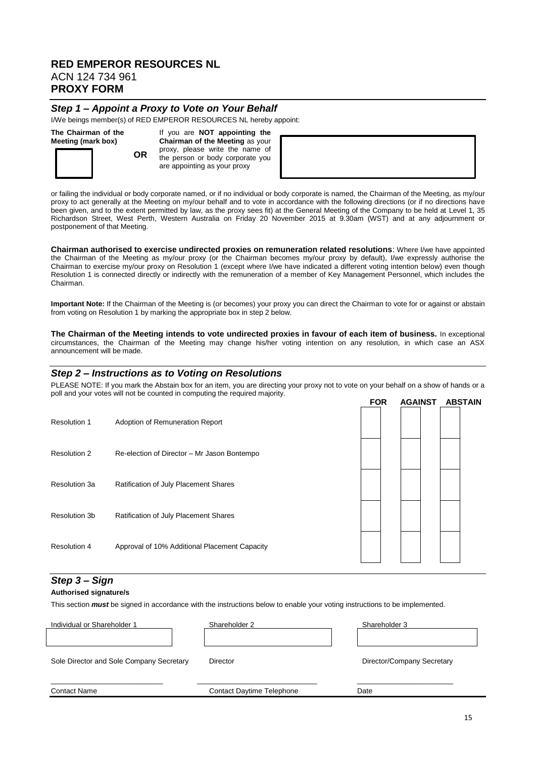# RED EMPEROR RESOURCES NL

ACN 124 734 961

**PROXY FORM**

## *Step 1 – Appoint a Proxy to Vote on Your Behalf*

I/We beings member(s) of RED EMPEROR RESOURCES NL hereby appoint:

**The Chairman of the Meeting (mark box)** ☐ **OR** If you are **NOT appointing the Chairman of the Meeting** as your proxy, please write the name of the person or body corporate you are appointing as your proxy ☐

or failing the individual or body corporate named, or if no individual or body corporate is named, the Chairman of the Meeting, as my/our proxy to act generally at the Meeting on my/our behalf and to vote in accordance with the following directions (or if no directions have been given, and to the extent permitted by law, as the proxy sees fit) at the General Meeting of the Company to be held at Level 1, 35 Richardson Street, West Perth, Western Australia on Friday 20 November 2015 at 9.30am (WST) and at any adjournment or postponement of that Meeting.

**Chairman authorised to exercise undirected proxies on remuneration related resolutions**: Where I/we have appointed the Chairman of the Meeting as my/our proxy (or the Chairman becomes my/our proxy by default), I/we expressly authorise the Chairman to exercise my/our proxy on Resolution 1 (except where I/we have indicated a different voting intention below) even though Resolution 1 is connected directly or indirectly with the remuneration of a member of Key Management Personnel, which includes the Chairman.

**Important Note:** If the Chairman of the Meeting is (or becomes) your proxy you can direct the Chairman to vote for or against or abstain from voting on Resolution 1 by marking the appropriate box in step 2 below.

**The Chairman of the Meeting intends to vote undirected proxies in favour of each item of business.** In exceptional circumstances, the Chairman of the Meeting may change his/her voting intention on any resolution, in which case an ASX announcement will be made.

## *Step 2 – Instructions as to Voting on Resolutions*

PLEASE NOTE: If you mark the Abstain box for an item, you are directing your proxy not to vote on your behalf on a show of hands or a poll and your votes will not be counted in computing the required majority.

| | | FOR | AGAINST | ABSTAIN |
|---|---|---|---|---|
| Resolution 1 | Adoption of Remuneration Report | ☐ | ☐ | ☐ |
| Resolution 2 | Re-election of Director – Mr Jason Bontempo | ☐ | ☐ | ☐ |
| Resolution 3a | Ratification of July Placement Shares | ☐ | ☐ | ☐ |
| Resolution 3b | Ratification of July Placement Shares | ☐ | ☐ | ☐ |
| Resolution 4 | Approval of 10% Additional Placement Capacity | ☐ | ☐ | ☐ |

## *Step 3 – Sign*

**Authorised signature/s**

This section ***must*** be signed in accordance with the instructions below to enable your voting instructions to be implemented.

| Individual or Shareholder 1 | Shareholder 2 | Shareholder 3 |
|---|---|---|
| | | |
| Sole Director and Sole Company Secretary | Director | Director/Company Secretary |
| | | |
| Contact Name | Contact Daytime Telephone | Date |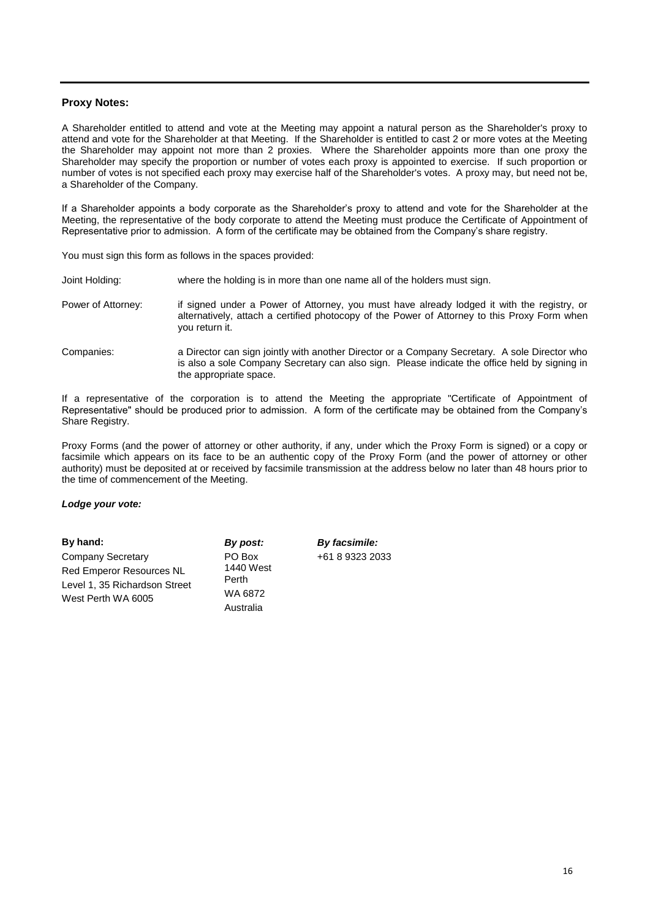## Proxy Notes:

A Shareholder entitled to attend and vote at the Meeting may appoint a natural person as the Shareholder's proxy to attend and vote for the Shareholder at that Meeting. If the Shareholder is entitled to cast 2 or more votes at the Meeting the Shareholder may appoint not more than 2 proxies. Where the Shareholder appoints more than one proxy the Shareholder may specify the proportion or number of votes each proxy is appointed to exercise. If such proportion or number of votes is not specified each proxy may exercise half of the Shareholder's votes. A proxy may, but need not be, a Shareholder of the Company.

If a Shareholder appoints a body corporate as the Shareholder's proxy to attend and vote for the Shareholder at the Meeting, the representative of the body corporate to attend the Meeting must produce the Certificate of Appointment of Representative prior to admission. A form of the certificate may be obtained from the Company's share registry.

You must sign this form as follows in the spaces provided:

| | |
|---|---|
| Joint Holding: | where the holding is in more than one name all of the holders must sign. |
| Power of Attorney: | if signed under a Power of Attorney, you must have already lodged it with the registry, or alternatively, attach a certified photocopy of the Power of Attorney to this Proxy Form when you return it. |
| Companies: | a Director can sign jointly with another Director or a Company Secretary. A sole Director who is also a sole Company Secretary can also sign. Please indicate the office held by signing in the appropriate space. |

If a representative of the corporation is to attend the Meeting the appropriate "Certificate of Appointment of Representative" should be produced prior to admission. A form of the certificate may be obtained from the Company's Share Registry.

Proxy Forms (and the power of attorney or other authority, if any, under which the Proxy Form is signed) or a copy or facsimile which appears on its face to be an authentic copy of the Proxy Form (and the power of attorney or other authority) must be deposited at or received by facsimile transmission at the address below no later than 48 hours prior to the time of commencement of the Meeting.

***Lodge your vote:***

| **By hand:** | ***By post:*** | ***By facsimile:*** |
|---|---|---|
| Company Secretary<br>Red Emperor Resources NL<br>Level 1, 35 Richardson Street<br>West Perth WA 6005 | PO Box<br>1440 West Perth<br>WA 6872<br>Australia | +61 8 9323 2033 |